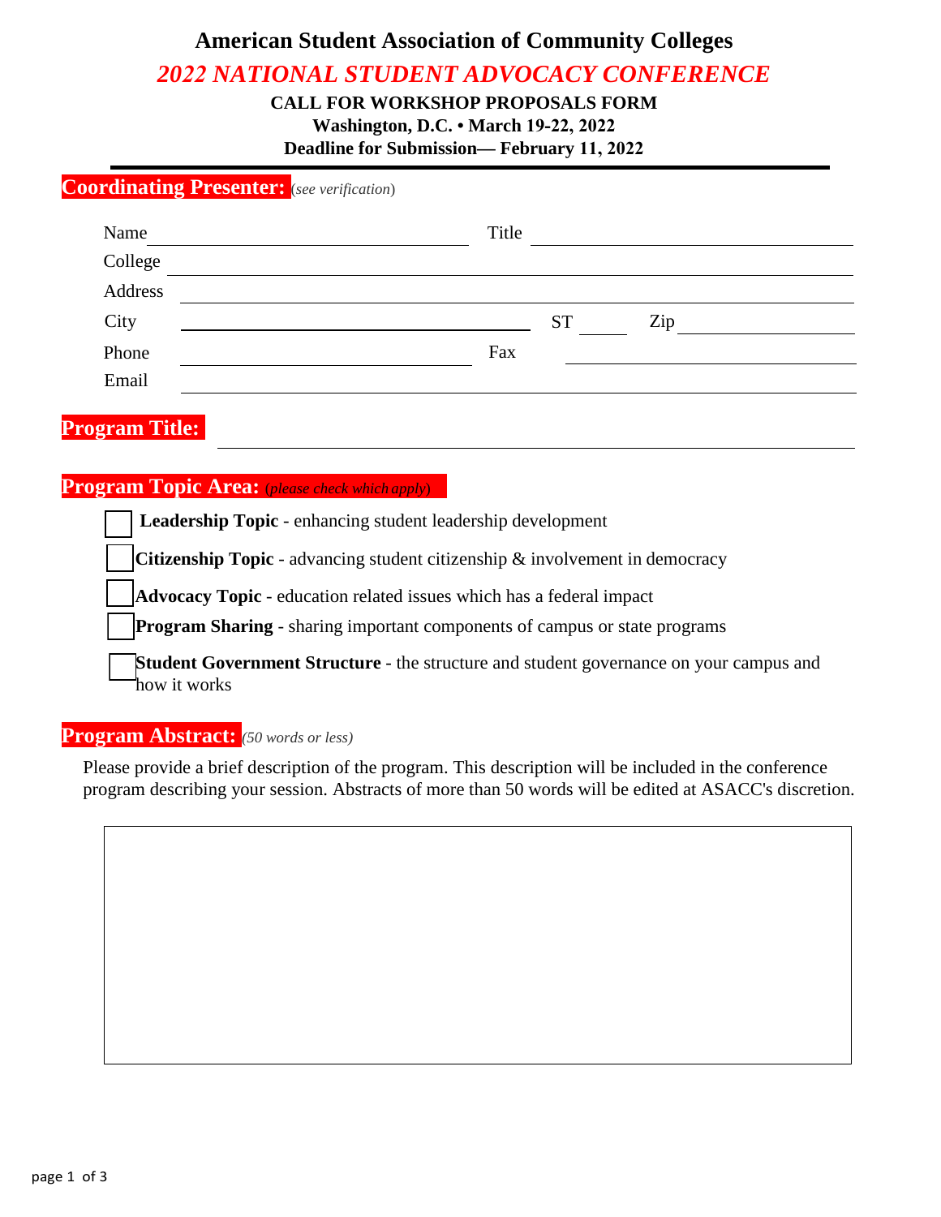# American Student Association of Community Colleges

## *2022 NATIONAL STUDENT ADVOCACY CONFERENCE*

**CALL FOR WORKSHOP PROPOSALS FORM**
**Washington, D.C. • March 19-22, 2022**
**Deadline for Submission— February 11, 2022**

---

### Coordinating Presenter: *(see verification)*

Name ______________________ Title ______________________

College ______________________________________________

Address ______________________________________________

City ______________________ ST ______ Zip ______________

Phone ______________________ Fax ______________________

Email ______________________________________________

### Program Title: ______________________________________________

### Program Topic Area: *(please check which apply)*

- [ ] **Leadership Topic** - enhancing student leadership development
- [ ] **Citizenship Topic** - advancing student citizenship & involvement in democracy
- [ ] **Advocacy Topic** - education related issues which has a federal impact
- [ ] **Program Sharing** - sharing important components of campus or state programs
- [ ] **Student Government Structure** - the structure and student governance on your campus and how it works

### Program Abstract: *(50 words or less)*

Please provide a brief description of the program. This description will be included in the conference program describing your session. Abstracts of more than 50 words will be edited at ASACC's discretion.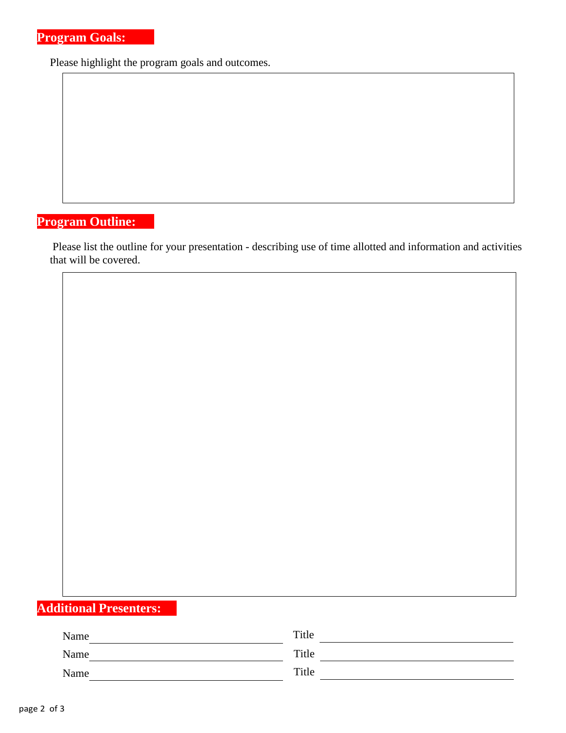## Program Goals:

Please highlight the program goals and outcomes.

## Program Outline:

Please list the outline for your presentation - describing use of time allotted and information and activities that will be covered.

## Additional Presenters:

Name ______________________ Title ______________________

Name ______________________ Title ______________________

Name ______________________ Title ______________________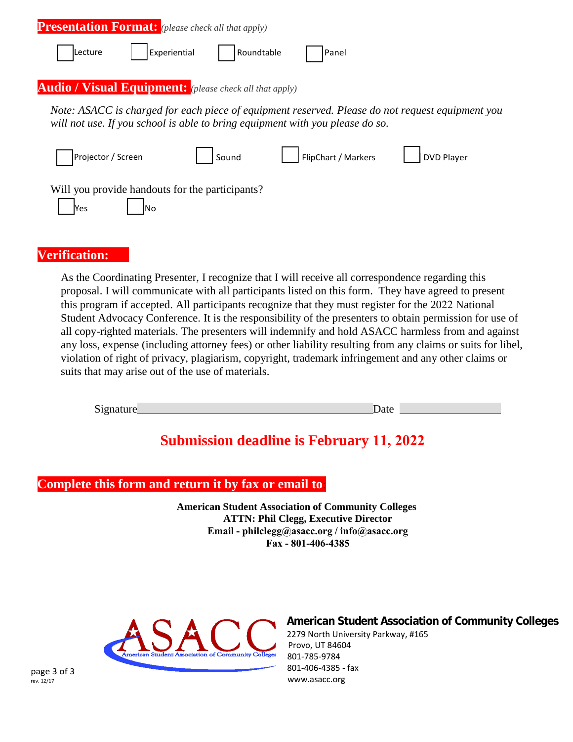## Presentation Format: *(please check all that apply)*

☐ Lecture ☐ Experiential ☐ Roundtable ☐ Panel

## Audio / Visual Equipment: *(please check all that apply)*

*Note: ASACC is charged for each piece of equipment reserved. Please do not request equipment you will not use. If you school is able to bring equipment with you please do so.*

☐ Projector / Screen ☐ Sound ☐ FlipChart / Markers ☐ DVD Player

Will you provide handouts for the participants?

☐ Yes ☐ No

## Verification:

As the Coordinating Presenter, I recognize that I will receive all correspondence regarding this proposal. I will communicate with all participants listed on this form. They have agreed to present this program if accepted. All participants recognize that they must register for the 2022 National Student Advocacy Conference. It is the responsibility of the presenters to obtain permission for use of all copy-righted materials. The presenters will indemnify and hold ASACC harmless from and against any loss, expense (including attorney fees) or other liability resulting from any claims or suits for libel, violation of right of privacy, plagiarism, copyright, trademark infringement and any other claims or suits that may arise out of the use of materials.

Signature\_\_\_\_\_\_\_\_\_\_\_\_\_\_\_\_\_\_\_\_\_\_\_\_\_\_\_\_\_\_ Date \_\_\_\_\_\_\_\_\_\_\_\_

**Submission deadline is February 11, 2022**

## Complete this form and return it by fax or email to:

**American Student Association of Community Colleges**
**ATTN: Phil Clegg, Executive Director**
**Email - philclegg@asacc.org / info@asacc.org**
**Fax - 801-406-4385**

ASACC
American Student Association of Community Colleges

**American Student Association of Community Colleges**
2279 North University Parkway, #165
Provo, UT 84604
801-785-9784
801-406-4385 - fax
www.asacc.org

rev. 12/17